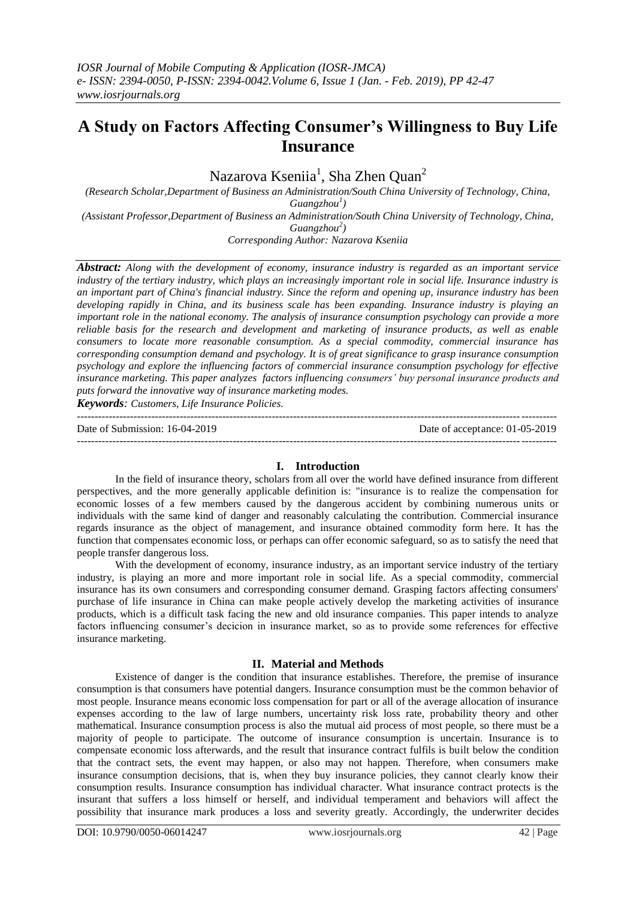# A Study on Factors Affecting Consumer's Willingness to Buy Life Insurance

Nazarova Kseniia[1], Sha Zhen Quan[2]

*(Research Scholar,Department of Business an Administration/South China University of Technology, China, Guangzhou[1])*

*(Assistant Professor,Department of Business an Administration/South China University of Technology, China, Guangzhou[2])*

*Corresponding Author: Nazarova Kseniia*

***Abstract:** Along with the development of economy, insurance industry is regarded as an important service industry of the tertiary industry, which plays an increasingly important role in social life. Insurance industry is an important part of China's financial industry. Since the reform and opening up, insurance industry has been developing rapidly in China, and its business scale has been expanding. Insurance industry is playing an important role in the national economy. The analysis of insurance consumption psychology can provide a more reliable basis for the research and development and marketing of insurance products, as well as enable consumers to locate more reasonable consumption. As a special commodity, commercial insurance has corresponding consumption demand and psychology. It is of great significance to grasp insurance consumption psychology and explore the influencing factors of commercial insurance consumption psychology for effective insurance marketing. This paper analyzes factors influencing consumers' buy personal insurance products and puts forward the innovative way of insurance marketing modes.*

***Keywords**: Customers, Life Insurance Policies.*

Date of Submission: 16-04-2019 Date of acceptance: 01-05-2019

## I. Introduction

In the field of insurance theory, scholars from all over the world have defined insurance from different perspectives, and the more generally applicable definition is: "insurance is to realize the compensation for economic losses of a few members caused by the dangerous accident by combining numerous units or individuals with the same kind of danger and reasonably calculating the contribution. Commercial insurance regards insurance as the object of management, and insurance obtained commodity form here. It has the function that compensates economic loss, or perhaps can offer economic safeguard, so as to satisfy the need that people transfer dangerous loss.

With the development of economy, insurance industry, as an important service industry of the tertiary industry, is playing an more and more important role in social life. As a special commodity, commercial insurance has its own consumers and corresponding consumer demand. Grasping factors affecting consumers' purchase of life insurance in China can make people actively develop the marketing activities of insurance products, which is a difficult task facing the new and old insurance companies. This paper intends to analyze factors influencing consumer's decicion in insurance market, so as to provide some references for effective insurance marketing.

## II. Material and Methods

Existence of danger is the condition that insurance establishes. Therefore, the premise of insurance consumption is that consumers have potential dangers. Insurance consumption must be the common behavior of most people. Insurance means economic loss compensation for part or all of the average allocation of insurance expenses according to the law of large numbers, uncertainty risk loss rate, probability theory and other mathematical. Insurance consumption process is also the mutual aid process of most people, so there must be a majority of people to participate. The outcome of insurance consumption is uncertain. Insurance is to compensate economic loss afterwards, and the result that insurance contract fulfils is built below the condition that the contract sets, the event may happen, or also may not happen. Therefore, when consumers make insurance consumption decisions, that is, when they buy insurance policies, they cannot clearly know their consumption results. Insurance consumption has individual character. What insurance contract protects is the insurant that suffers a loss himself or herself, and individual temperament and behaviors will affect the possibility that insurance mark produces a loss and severity greatly. Accordingly, the underwriter decides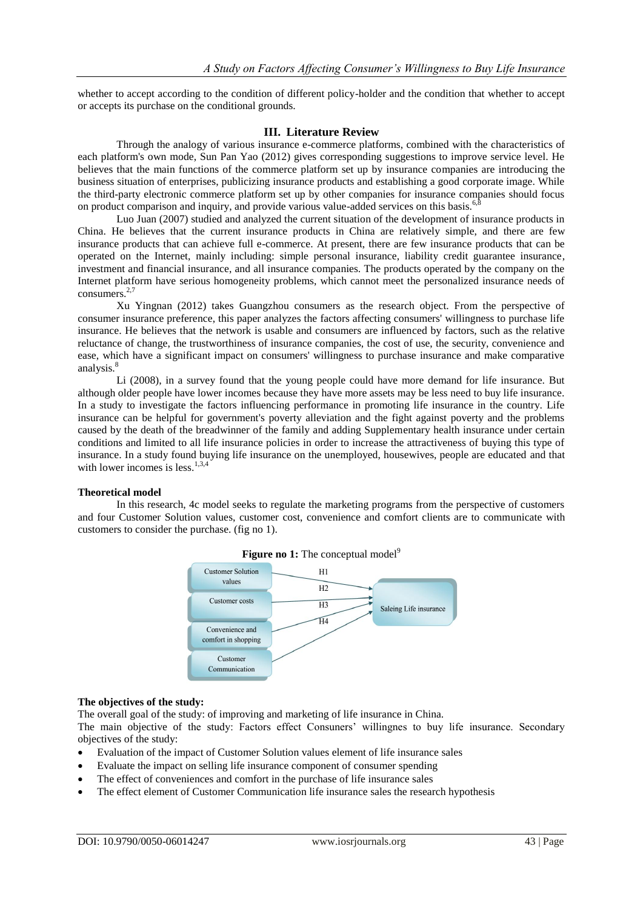whether to accept according to the condition of different policy-holder and the condition that whether to accept or accepts its purchase on the conditional grounds.

## III. Literature Review

Through the analogy of various insurance e-commerce platforms, combined with the characteristics of each platform's own mode, Sun Pan Yao (2012) gives corresponding suggestions to improve service level. He believes that the main functions of the commerce platform set up by insurance companies are introducing the business situation of enterprises, publicizing insurance products and establishing a good corporate image. While the third-party electronic commerce platform set up by other companies for insurance companies should focus on product comparison and inquiry, and provide various value-added services on this basis.[6,8]

Luo Juan (2007) studied and analyzed the current situation of the development of insurance products in China. He believes that the current insurance products in China are relatively simple, and there are few insurance products that can achieve full e-commerce. At present, there are few insurance products that can be operated on the Internet, mainly including: simple personal insurance, liability credit guarantee insurance, investment and financial insurance, and all insurance companies. The products operated by the company on the Internet platform have serious homogeneity problems, which cannot meet the personalized insurance needs of consumers.[2,7]

Xu Yingnan (2012) takes Guangzhou consumers as the research object. From the perspective of consumer insurance preference, this paper analyzes the factors affecting consumers' willingness to purchase life insurance. He believes that the network is usable and consumers are influenced by factors, such as the relative reluctance of change, the trustworthiness of insurance companies, the cost of use, the security, convenience and ease, which have a significant impact on consumers' willingness to purchase insurance and make comparative analysis.[8]

Li (2008), in a survey found that the young people could have more demand for life insurance. But although older people have lower incomes because they have more assets may be less need to buy life insurance. In a study to investigate the factors influencing performance in promoting life insurance in the country. Life insurance can be helpful for government's poverty alleviation and the fight against poverty and the problems caused by the death of the breadwinner of the family and adding Supplementary health insurance under certain conditions and limited to all life insurance policies in order to increase the attractiveness of buying this type of insurance. In a study found buying life insurance on the unemployed, housewives, people are educated and that with lower incomes is less.[1,3,4]

**Theoretical model**

In this research, 4c model seeks to regulate the marketing programs from the perspective of customers and four Customer Solution values, customer cost, convenience and comfort clients are to communicate with customers to consider the purchase. (fig no 1).

**Figure no 1:** The conceptual model[9]

**The objectives of the study:**

The overall goal of the study: of improving and marketing of life insurance in China.

The main objective of the study: Factors effect Consuners' willingnes to buy life insurance. Secondary objectives of the study:

- Evaluation of the impact of Customer Solution values element of life insurance sales
- Evaluate the impact on selling life insurance component of consumer spending
- The effect of conveniences and comfort in the purchase of life insurance sales
- The effect element of Customer Communication life insurance sales the research hypothesis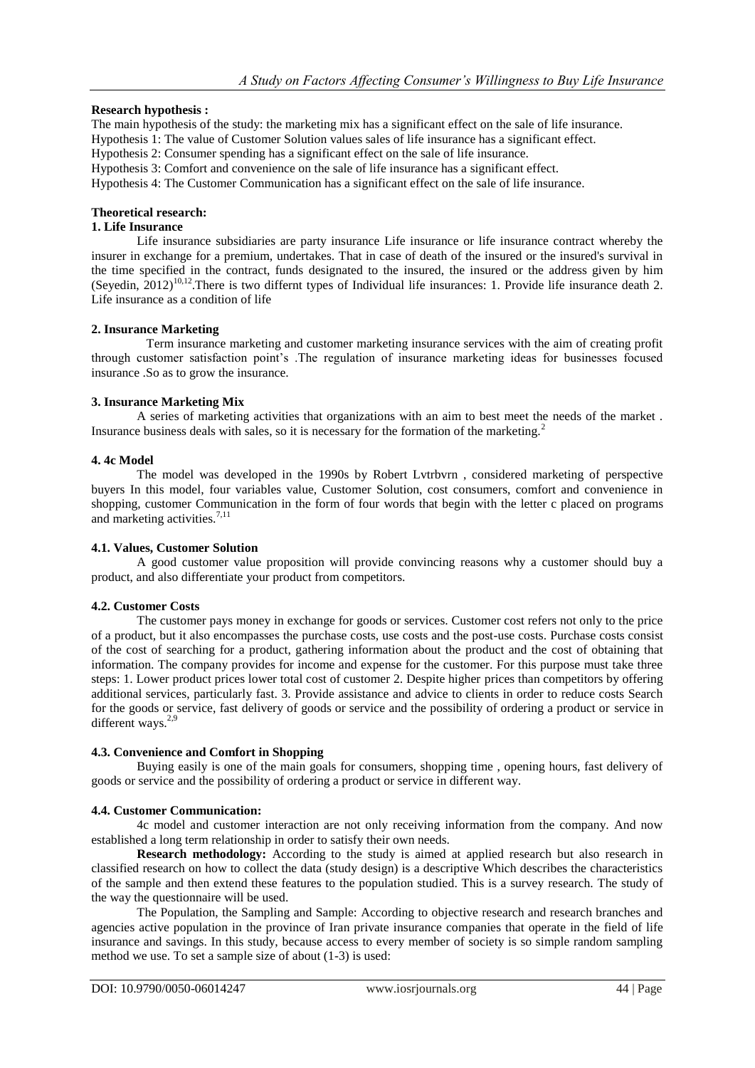**Research hypothesis :**

The main hypothesis of the study: the marketing mix has a significant effect on the sale of life insurance.

Hypothesis 1: The value of Customer Solution values sales of life insurance has a significant effect.

Hypothesis 2: Consumer spending has a significant effect on the sale of life insurance.

Hypothesis 3: Comfort and convenience on the sale of life insurance has a significant effect.

Hypothesis 4: The Customer Communication has a significant effect on the sale of life insurance.

**Theoretical research:**

**1. Life Insurance**

Life insurance subsidiaries are party insurance Life insurance or life insurance contract whereby the insurer in exchange for a premium, undertakes. That in case of death of the insured or the insured's survival in the time specified in the contract, funds designated to the insured, the insured or the address given by him (Seyedin, 2012)[10,12].There is two differnt types of Individual life insurances: 1. Provide life insurance death 2. Life insurance as a condition of life

**2. Insurance Marketing**

Term insurance marketing and customer marketing insurance services with the aim of creating profit through customer satisfaction point's .The regulation of insurance marketing ideas for businesses focused insurance .So as to grow the insurance.

**3. Insurance Marketing Mix**

A series of marketing activities that organizations with an aim to best meet the needs of the market . Insurance business deals with sales, so it is necessary for the formation of the marketing.[2]

**4. 4c Model**

The model was developed in the 1990s by Robert Lvtrbvrn , considered marketing of perspective buyers In this model, four variables value, Customer Solution, cost consumers, comfort and convenience in shopping, customer Communication in the form of four words that begin with the letter c placed on programs and marketing activities.[7,11]

**4.1. Values, Customer Solution**

A good customer value proposition will provide convincing reasons why a customer should buy a product, and also differentiate your product from competitors.

**4.2. Customer Costs**

The customer pays money in exchange for goods or services. Customer cost refers not only to the price of a product, but it also encompasses the purchase costs, use costs and the post-use costs. Purchase costs consist of the cost of searching for a product, gathering information about the product and the cost of obtaining that information. The company provides for income and expense for the customer. For this purpose must take three steps: 1. Lower product prices lower total cost of customer 2. Despite higher prices than competitors by offering additional services, particularly fast. 3. Provide assistance and advice to clients in order to reduce costs Search for the goods or service, fast delivery of goods or service and the possibility of ordering a product or service in different ways.[2,9]

**4.3. Convenience and Comfort in Shopping**

Buying easily is one of the main goals for consumers, shopping time , opening hours, fast delivery of goods or service and the possibility of ordering a product or service in different way.

**4.4. Customer Communication:**

4c model and customer interaction are not only receiving information from the company. And now established a long term relationship in order to satisfy their own needs.

**Research methodology:** According to the study is aimed at applied research but also research in classified research on how to collect the data (study design) is a descriptive Which describes the characteristics of the sample and then extend these features to the population studied. This is a survey research. The study of the way the questionnaire will be used.

The Population, the Sampling and Sample: According to objective research and research branches and agencies active population in the province of Iran private insurance companies that operate in the field of life insurance and savings. In this study, because access to every member of society is so simple random sampling method we use. To set a sample size of about (1-3) is used: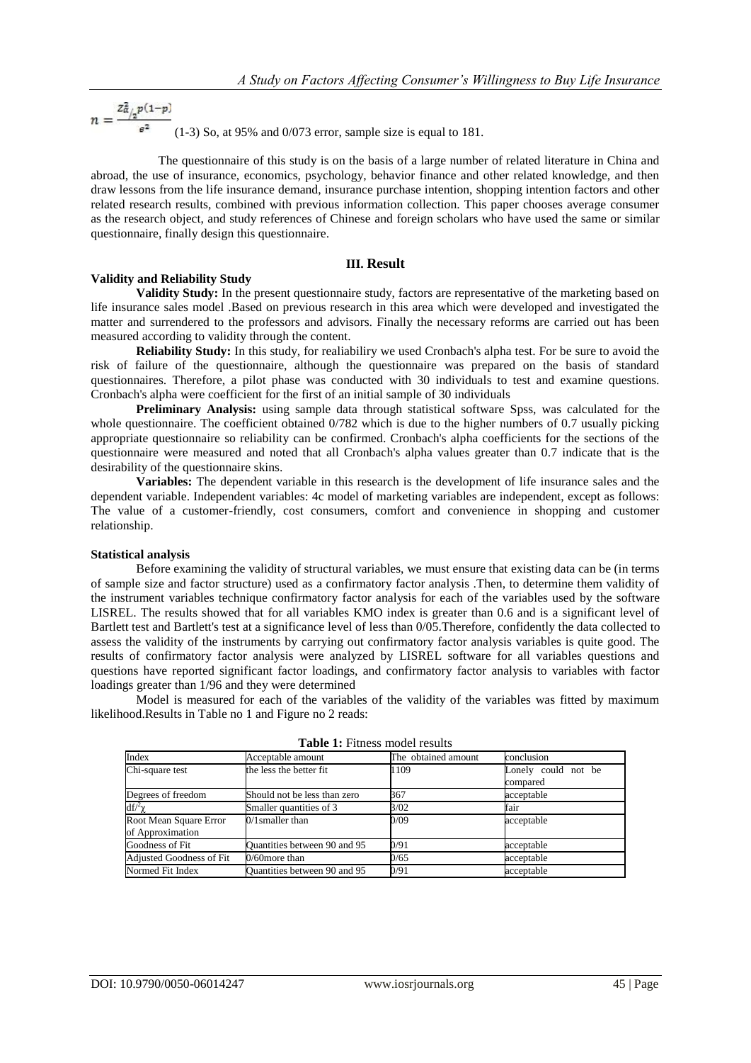$$n = \frac{Z^2_{\alpha/2} p(1-p)}{e^2}$$

(1-3) So, at 95% and 0/073 error, sample size is equal to 181.

The questionnaire of this study is on the basis of a large number of related literature in China and abroad, the use of insurance, economics, psychology, behavior finance and other related knowledge, and then draw lessons from the life insurance demand, insurance purchase intention, shopping intention factors and other related research results, combined with previous information collection. This paper chooses average consumer as the research object, and study references of Chinese and foreign scholars who have used the same or similar questionnaire, finally design this questionnaire.

## III. Result

### Validity and Reliability Study

**Validity Study:** In the present questionnaire study, factors are representative of the marketing based on life insurance sales model .Based on previous research in this area which were developed and investigated the matter and surrendered to the professors and advisors. Finally the necessary reforms are carried out has been measured according to validity through the content.

**Reliability Study:** In this study, for realiabiliry we used Cronbach's alpha test. For be sure to avoid the risk of failure of the questionnaire, although the questionnaire was prepared on the basis of standard questionnaires. Therefore, a pilot phase was conducted with 30 individuals to test and examine questions. Cronbach's alpha were coefficient for the first of an initial sample of 30 individuals

**Preliminary Analysis:** using sample data through statistical software Spss, was calculated for the whole questionnaire. The coefficient obtained 0/782 which is due to the higher numbers of 0.7 usually picking appropriate questionnaire so reliability can be confirmed. Cronbach's alpha coefficients for the sections of the questionnaire were measured and noted that all Cronbach's alpha values greater than 0.7 indicate that is the desirability of the questionnaire skins.

**Variables:** The dependent variable in this research is the development of life insurance sales and the dependent variable. Independent variables: 4c model of marketing variables are independent, except as follows: The value of a customer-friendly, cost consumers, comfort and convenience in shopping and customer relationship.

### Statistical analysis

Before examining the validity of structural variables, we must ensure that existing data can be (in terms of sample size and factor structure) used as a confirmatory factor analysis .Then, to determine them validity of the instrument variables technique confirmatory factor analysis for each of the variables used by the software LISREL. The results showed that for all variables KMO index is greater than 0.6 and is a significant level of Bartlett test and Bartlett's test at a significance level of less than 0/05.Therefore, confidently the data collected to assess the validity of the instruments by carrying out confirmatory factor analysis variables is quite good. The results of confirmatory factor analysis were analyzed by LISREL software for all variables questions and questions have reported significant factor loadings, and confirmatory factor analysis to variables with factor loadings greater than 1/96 and they were determined

Model is measured for each of the variables of the validity of the variables was fitted by maximum likelihood.Results in Table no 1 and Figure no 2 reads:

**Table 1:** Fitness model results

| Index | Acceptable amount | The obtained amount | conclusion |
|---|---|---|---|
| Chi-square test | the less the better fit | 1109 | Lonely could not be compared |
| Degrees of freedom | Should not be less than zero | 367 | acceptable |
| $df/^2\chi$ | Smaller quantities of 3 | 3/02 | fair |
| Root Mean Square Error of Approximation | 0/1smaller than | 0/09 | acceptable |
| Goodness of Fit | Quantities between 90 and 95 | 0/91 | acceptable |
| Adjusted Goodness of Fit | 0/60more than | 0/65 | acceptable |
| Normed Fit Index | Quantities between 90 and 95 | 0/91 | acceptable |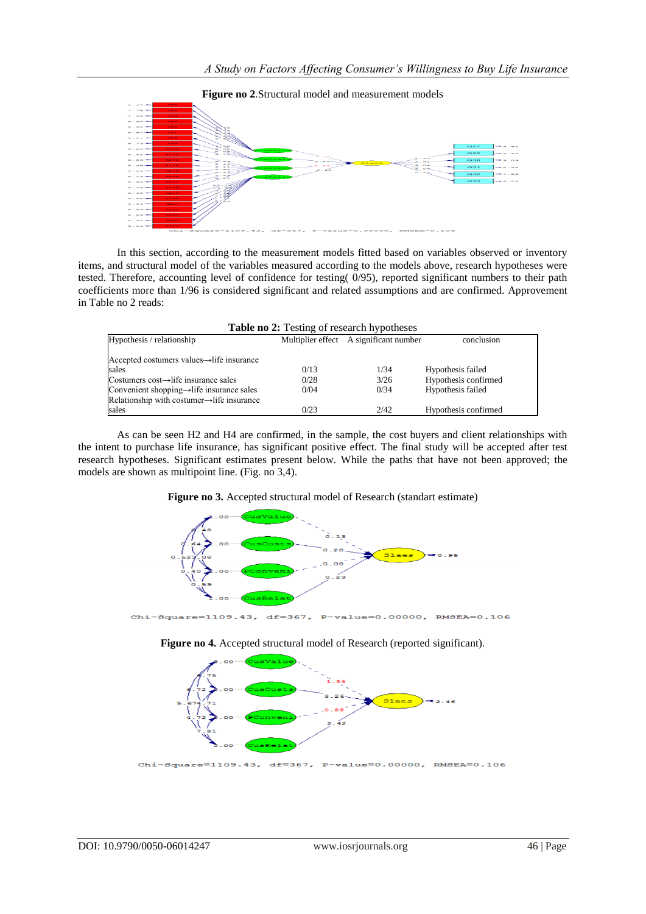**Figure no 2**.Structural model and measurement models

In this section, according to the measurement models fitted based on variables observed or inventory items, and structural model of the variables measured according to the models above, research hypotheses were tested. Therefore, accounting level of confidence for testing( 0/95), reported significant numbers to their path coefficients more than 1/96 is considered significant and related assumptions and are confirmed. Approvement in Table no 2 reads:

**Table no 2:** Testing of research hypotheses

| Hypothesis / relationship | Multiplier effect | A significant number | conclusion |
|---|---|---|---|
| Accepted costumers values→life insurance sales | 0/13 | 1/34 | Hypothesis failed |
| Costumers cost→life insurance sales | 0/28 | 3/26 | Hypothesis confirmed |
| Convenient shopping→life insurance sales | 0/04 | 0/34 | Hypothesis failed |
| Relationship with costumer→life insurance sales | 0/23 | 2/42 | Hypothesis confirmed |

As can be seen H2 and H4 are confirmed, in the sample, the cost buyers and client relationships with the intent to purchase life insurance, has significant positive effect. The final study will be accepted after test research hypotheses. Significant estimates present below. While the paths that have not been approved; the models are shown as multipoint line. (Fig. no 3,4).

**Figure no 3.** Accepted structural model of Research (standart estimate)

**Figure no 4.** Accepted structural model of Research (reported significant).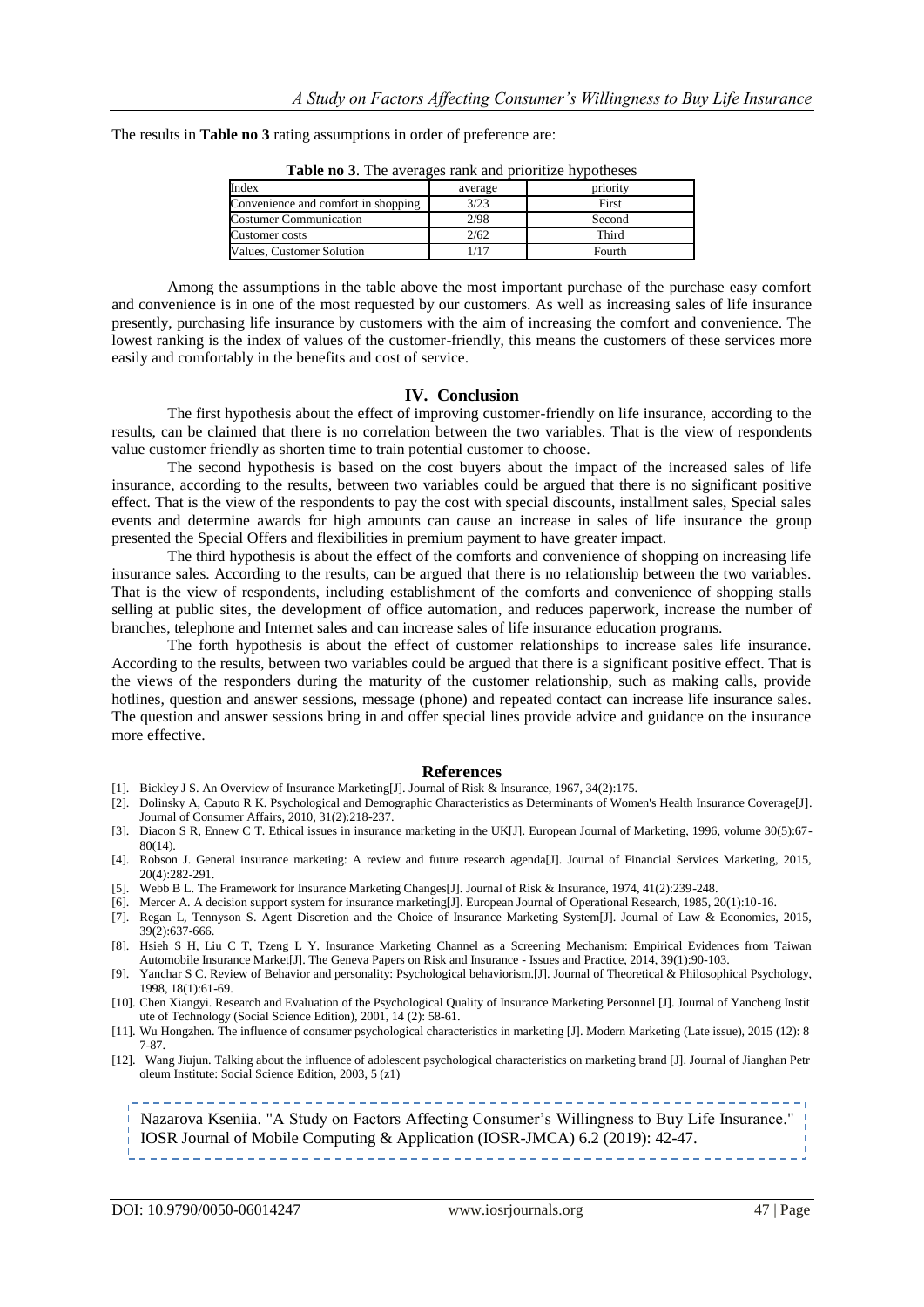The results in **Table no 3** rating assumptions in order of preference are:

**Table no 3**. The averages rank and prioritize hypotheses

| Index | average | priority |
|---|---|---|
| Convenience and comfort in shopping | 3/23 | First |
| Costumer Communication | 2/98 | Second |
| Customer costs | 2/62 | Third |
| Values, Customer Solution | 1/17 | Fourth |

Among the assumptions in the table above the most important purchase of the purchase easy comfort and convenience is in one of the most requested by our customers. As well as increasing sales of life insurance presently, purchasing life insurance by customers with the aim of increasing the comfort and convenience. The lowest ranking is the index of values of the customer-friendly, this means the customers of these services more easily and comfortably in the benefits and cost of service.

## IV. Conclusion

The first hypothesis about the effect of improving customer-friendly on life insurance, according to the results, can be claimed that there is no correlation between the two variables. That is the view of respondents value customer friendly as shorten time to train potential customer to choose.

The second hypothesis is based on the cost buyers about the impact of the increased sales of life insurance, according to the results, between two variables could be argued that there is no significant positive effect. That is the view of the respondents to pay the cost with special discounts, installment sales, Special sales events and determine awards for high amounts can cause an increase in sales of life insurance the group presented the Special Offers and flexibilities in premium payment to have greater impact.

The third hypothesis is about the effect of the comforts and convenience of shopping on increasing life insurance sales. According to the results, can be argued that there is no relationship between the two variables. That is the view of respondents, including establishment of the comforts and convenience of shopping stalls selling at public sites, the development of office automation, and reduces paperwork, increase the number of branches, telephone and Internet sales and can increase sales of life insurance education programs.

The forth hypothesis is about the effect of customer relationships to increase sales life insurance. According to the results, between two variables could be argued that there is a significant positive effect. That is the views of the responders during the maturity of the customer relationship, such as making calls, provide hotlines, question and answer sessions, message (phone) and repeated contact can increase life insurance sales. The question and answer sessions bring in and offer special lines provide advice and guidance on the insurance more effective.

## References

[1]. Bickley J S. An Overview of Insurance Marketing[J]. Journal of Risk & Insurance, 1967, 34(2):175.

[2]. Dolinsky A, Caputo R K. Psychological and Demographic Characteristics as Determinants of Women's Health Insurance Coverage[J]. Journal of Consumer Affairs, 2010, 31(2):218-237.

[3]. Diacon S R, Ennew C T. Ethical issues in insurance marketing in the UK[J]. European Journal of Marketing, 1996, volume 30(5):67-80(14).

[4]. Robson J. General insurance marketing: A review and future research agenda[J]. Journal of Financial Services Marketing, 2015, 20(4):282-291.

[5]. Webb B L. The Framework for Insurance Marketing Changes[J]. Journal of Risk & Insurance, 1974, 41(2):239-248.

[6]. Mercer A. A decision support system for insurance marketing[J]. European Journal of Operational Research, 1985, 20(1):10-16.

[7]. Regan L, Tennyson S. Agent Discretion and the Choice of Insurance Marketing System[J]. Journal of Law & Economics, 2015, 39(2):637-666.

[8]. Hsieh S H, Liu C T, Tzeng L Y. Insurance Marketing Channel as a Screening Mechanism: Empirical Evidences from Taiwan Automobile Insurance Market[J]. The Geneva Papers on Risk and Insurance - Issues and Practice, 2014, 39(1):90-103.

[9]. Yanchar S C. Review of Behavior and personality: Psychological behaviorism.[J]. Journal of Theoretical & Philosophical Psychology, 1998, 18(1):61-69.

[10]. Chen Xiangyi. Research and Evaluation of the Psychological Quality of Insurance Marketing Personnel [J]. Journal of Yancheng Institute of Technology (Social Science Edition), 2001, 14 (2): 58-61.

[11]. Wu Hongzhen. The influence of consumer psychological characteristics in marketing [J]. Modern Marketing (Late issue), 2015 (12): 87-87.

[12]. Wang Jiujun. Talking about the influence of adolescent psychological characteristics on marketing brand [J]. Journal of Jianghan Petroleum Institute: Social Science Edition, 2003, 5 (z1)

Nazarova Kseniia. "A Study on Factors Affecting Consumer's Willingness to Buy Life Insurance." IOSR Journal of Mobile Computing & Application (IOSR-JMCA) 6.2 (2019): 42-47.